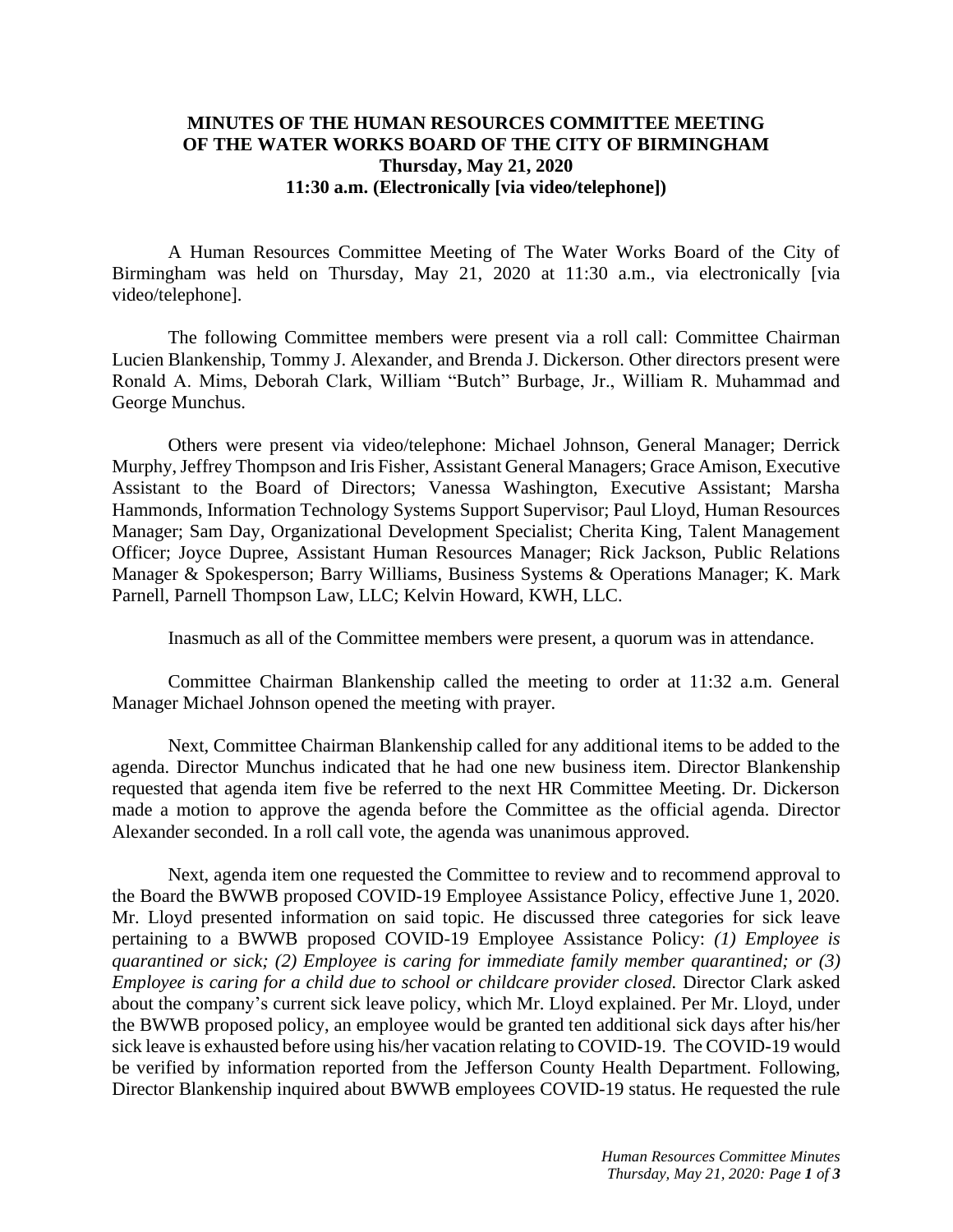**MINUTES OF THE HUMAN RESOURCES COMMITTEE MEETING OF THE WATER WORKS BOARD OF THE CITY OF BIRMINGHAM**
**Thursday, May 21, 2020**
**11:30 a.m. (Electronically [via video/telephone])**

A Human Resources Committee Meeting of The Water Works Board of the City of Birmingham was held on Thursday, May 21, 2020 at 11:30 a.m., via electronically [via video/telephone].

The following Committee members were present via a roll call: Committee Chairman Lucien Blankenship, Tommy J. Alexander, and Brenda J. Dickerson. Other directors present were Ronald A. Mims, Deborah Clark, William "Butch" Burbage, Jr., William R. Muhammad and George Munchus.

Others were present via video/telephone: Michael Johnson, General Manager; Derrick Murphy, Jeffrey Thompson and Iris Fisher, Assistant General Managers; Grace Amison, Executive Assistant to the Board of Directors; Vanessa Washington, Executive Assistant; Marsha Hammonds, Information Technology Systems Support Supervisor; Paul Lloyd, Human Resources Manager; Sam Day, Organizational Development Specialist; Cherita King, Talent Management Officer; Joyce Dupree, Assistant Human Resources Manager; Rick Jackson, Public Relations Manager & Spokesperson; Barry Williams, Business Systems & Operations Manager; K. Mark Parnell, Parnell Thompson Law, LLC; Kelvin Howard, KWH, LLC.

Inasmuch as all of the Committee members were present, a quorum was in attendance.

Committee Chairman Blankenship called the meeting to order at 11:32 a.m. General Manager Michael Johnson opened the meeting with prayer.

Next, Committee Chairman Blankenship called for any additional items to be added to the agenda. Director Munchus indicated that he had one new business item. Director Blankenship requested that agenda item five be referred to the next HR Committee Meeting. Dr. Dickerson made a motion to approve the agenda before the Committee as the official agenda. Director Alexander seconded. In a roll call vote, the agenda was unanimous approved.

Next, agenda item one requested the Committee to review and to recommend approval to the Board the BWWB proposed COVID-19 Employee Assistance Policy, effective June 1, 2020. Mr. Lloyd presented information on said topic. He discussed three categories for sick leave pertaining to a BWWB proposed COVID-19 Employee Assistance Policy: *(1) Employee is quarantined or sick; (2) Employee is caring for immediate family member quarantined; or (3) Employee is caring for a child due to school or childcare provider closed.* Director Clark asked about the company's current sick leave policy, which Mr. Lloyd explained. Per Mr. Lloyd, under the BWWB proposed policy, an employee would be granted ten additional sick days after his/her sick leave is exhausted before using his/her vacation relating to COVID-19. The COVID-19 would be verified by information reported from the Jefferson County Health Department. Following, Director Blankenship inquired about BWWB employees COVID-19 status. He requested the rule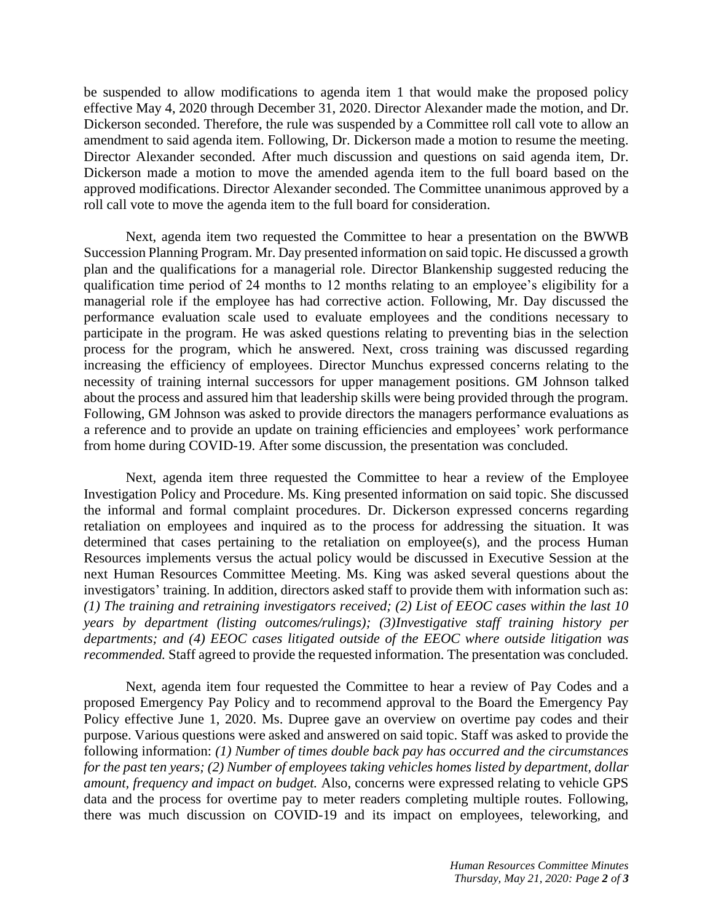be suspended to allow modifications to agenda item 1 that would make the proposed policy effective May 4, 2020 through December 31, 2020. Director Alexander made the motion, and Dr. Dickerson seconded. Therefore, the rule was suspended by a Committee roll call vote to allow an amendment to said agenda item. Following, Dr. Dickerson made a motion to resume the meeting. Director Alexander seconded. After much discussion and questions on said agenda item, Dr. Dickerson made a motion to move the amended agenda item to the full board based on the approved modifications. Director Alexander seconded. The Committee unanimous approved by a roll call vote to move the agenda item to the full board for consideration.

Next, agenda item two requested the Committee to hear a presentation on the BWWB Succession Planning Program. Mr. Day presented information on said topic. He discussed a growth plan and the qualifications for a managerial role. Director Blankenship suggested reducing the qualification time period of 24 months to 12 months relating to an employee's eligibility for a managerial role if the employee has had corrective action. Following, Mr. Day discussed the performance evaluation scale used to evaluate employees and the conditions necessary to participate in the program. He was asked questions relating to preventing bias in the selection process for the program, which he answered. Next, cross training was discussed regarding increasing the efficiency of employees. Director Munchus expressed concerns relating to the necessity of training internal successors for upper management positions. GM Johnson talked about the process and assured him that leadership skills were being provided through the program. Following, GM Johnson was asked to provide directors the managers performance evaluations as a reference and to provide an update on training efficiencies and employees' work performance from home during COVID-19. After some discussion, the presentation was concluded.

Next, agenda item three requested the Committee to hear a review of the Employee Investigation Policy and Procedure. Ms. King presented information on said topic. She discussed the informal and formal complaint procedures. Dr. Dickerson expressed concerns regarding retaliation on employees and inquired as to the process for addressing the situation. It was determined that cases pertaining to the retaliation on employee(s), and the process Human Resources implements versus the actual policy would be discussed in Executive Session at the next Human Resources Committee Meeting. Ms. King was asked several questions about the investigators' training. In addition, directors asked staff to provide them with information such as: *(1) The training and retraining investigators received; (2) List of EEOC cases within the last 10 years by department (listing outcomes/rulings); (3)Investigative staff training history per departments; and (4) EEOC cases litigated outside of the EEOC where outside litigation was recommended.* Staff agreed to provide the requested information. The presentation was concluded.

Next, agenda item four requested the Committee to hear a review of Pay Codes and a proposed Emergency Pay Policy and to recommend approval to the Board the Emergency Pay Policy effective June 1, 2020. Ms. Dupree gave an overview on overtime pay codes and their purpose. Various questions were asked and answered on said topic. Staff was asked to provide the following information: *(1) Number of times double back pay has occurred and the circumstances for the past ten years; (2) Number of employees taking vehicles homes listed by department, dollar amount, frequency and impact on budget.* Also, concerns were expressed relating to vehicle GPS data and the process for overtime pay to meter readers completing multiple routes. Following, there was much discussion on COVID-19 and its impact on employees, teleworking, and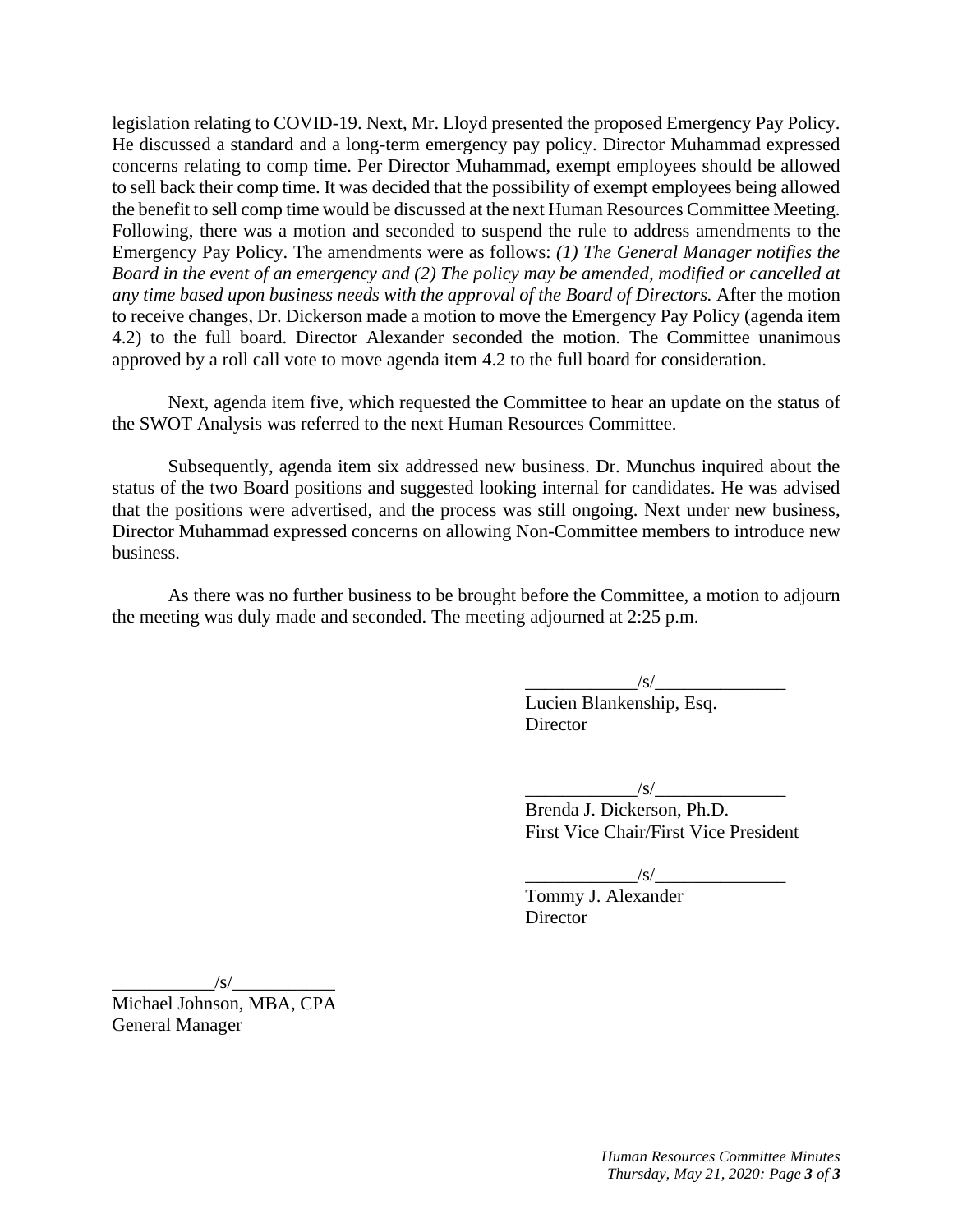legislation relating to COVID-19. Next, Mr. Lloyd presented the proposed Emergency Pay Policy. He discussed a standard and a long-term emergency pay policy. Director Muhammad expressed concerns relating to comp time. Per Director Muhammad, exempt employees should be allowed to sell back their comp time. It was decided that the possibility of exempt employees being allowed the benefit to sell comp time would be discussed at the next Human Resources Committee Meeting. Following, there was a motion and seconded to suspend the rule to address amendments to the Emergency Pay Policy. The amendments were as follows: *(1) The General Manager notifies the Board in the event of an emergency and (2) The policy may be amended, modified or cancelled at any time based upon business needs with the approval of the Board of Directors.* After the motion to receive changes, Dr. Dickerson made a motion to move the Emergency Pay Policy (agenda item 4.2) to the full board. Director Alexander seconded the motion. The Committee unanimous approved by a roll call vote to move agenda item 4.2 to the full board for consideration.

Next, agenda item five, which requested the Committee to hear an update on the status of the SWOT Analysis was referred to the next Human Resources Committee.

Subsequently, agenda item six addressed new business. Dr. Munchus inquired about the status of the two Board positions and suggested looking internal for candidates. He was advised that the positions were advertised, and the process was still ongoing. Next under new business, Director Muhammad expressed concerns on allowing Non-Committee members to introduce new business.

As there was no further business to be brought before the Committee, a motion to adjourn the meeting was duly made and seconded. The meeting adjourned at 2:25 p.m.

____________/s/______________
Lucien Blankenship, Esq.
Director

____________/s/______________
Brenda J. Dickerson, Ph.D.
First Vice Chair/First Vice President

____________/s/______________
Tommy J. Alexander
Director

___________/s/___________
Michael Johnson, MBA, CPA
General Manager